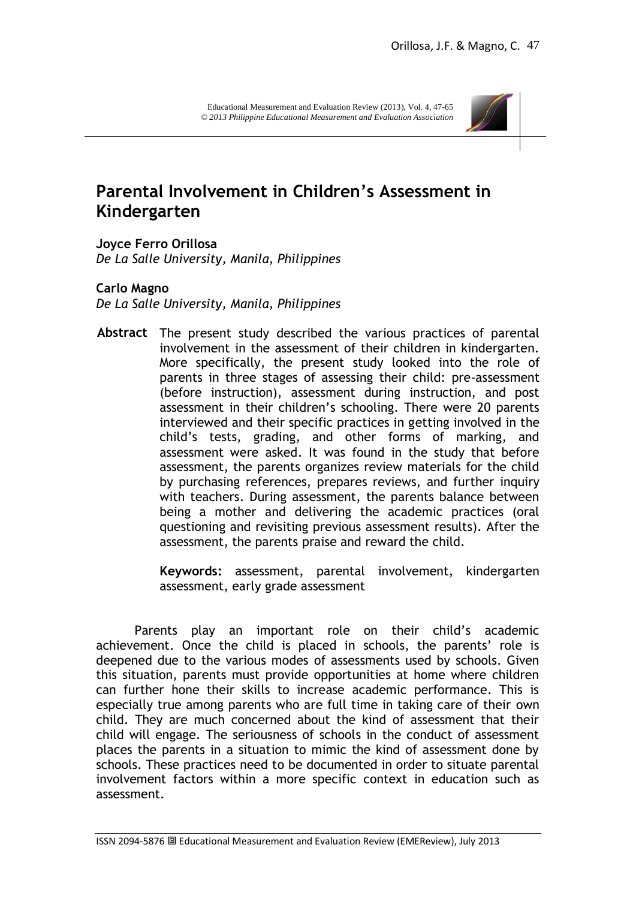# Parental Involvement in Children's Assessment in Kindergarten

**Joyce Ferro Orillosa**
*De La Salle University, Manila, Philippines*

**Carlo Magno**
*De La Salle University, Manila, Philippines*

**Abstract** The present study described the various practices of parental involvement in the assessment of their children in kindergarten. More specifically, the present study looked into the role of parents in three stages of assessing their child: pre-assessment (before instruction), assessment during instruction, and post assessment in their children's schooling. There were 20 parents interviewed and their specific practices in getting involved in the child's tests, grading, and other forms of marking, and assessment were asked. It was found in the study that before assessment, the parents organizes review materials for the child by purchasing references, prepares reviews, and further inquiry with teachers. During assessment, the parents balance between being a mother and delivering the academic practices (oral questioning and revisiting previous assessment results). After the assessment, the parents praise and reward the child.

**Keywords:** assessment, parental involvement, kindergarten assessment, early grade assessment

Parents play an important role on their child's academic achievement. Once the child is placed in schools, the parents' role is deepened due to the various modes of assessments used by schools. Given this situation, parents must provide opportunities at home where children can further hone their skills to increase academic performance. This is especially true among parents who are full time in taking care of their own child. They are much concerned about the kind of assessment that their child will engage. The seriousness of schools in the conduct of assessment places the parents in a situation to mimic the kind of assessment done by schools. These practices need to be documented in order to situate parental involvement factors within a more specific context in education such as assessment.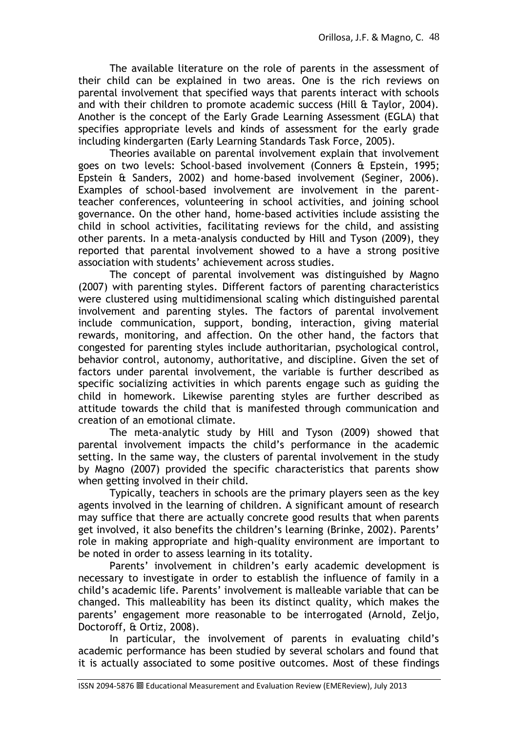The available literature on the role of parents in the assessment of their child can be explained in two areas. One is the rich reviews on parental involvement that specified ways that parents interact with schools and with their children to promote academic success (Hill & Taylor, 2004). Another is the concept of the Early Grade Learning Assessment (EGLA) that specifies appropriate levels and kinds of assessment for the early grade including kindergarten (Early Learning Standards Task Force, 2005).

Theories available on parental involvement explain that involvement goes on two levels: School-based involvement (Conners & Epstein, 1995; Epstein & Sanders, 2002) and home-based involvement (Seginer, 2006). Examples of school-based involvement are involvement in the parent-teacher conferences, volunteering in school activities, and joining school governance. On the other hand, home-based activities include assisting the child in school activities, facilitating reviews for the child, and assisting other parents. In a meta-analysis conducted by Hill and Tyson (2009), they reported that parental involvement showed to a have a strong positive association with students' achievement across studies.

The concept of parental involvement was distinguished by Magno (2007) with parenting styles. Different factors of parenting characteristics were clustered using multidimensional scaling which distinguished parental involvement and parenting styles. The factors of parental involvement include communication, support, bonding, interaction, giving material rewards, monitoring, and affection. On the other hand, the factors that congested for parenting styles include authoritarian, psychological control, behavior control, autonomy, authoritative, and discipline. Given the set of factors under parental involvement, the variable is further described as specific socializing activities in which parents engage such as guiding the child in homework. Likewise parenting styles are further described as attitude towards the child that is manifested through communication and creation of an emotional climate.

The meta-analytic study by Hill and Tyson (2009) showed that parental involvement impacts the child's performance in the academic setting. In the same way, the clusters of parental involvement in the study by Magno (2007) provided the specific characteristics that parents show when getting involved in their child.

Typically, teachers in schools are the primary players seen as the key agents involved in the learning of children. A significant amount of research may suffice that there are actually concrete good results that when parents get involved, it also benefits the children's learning (Brinke, 2002). Parents' role in making appropriate and high-quality environment are important to be noted in order to assess learning in its totality.

Parents' involvement in children's early academic development is necessary to investigate in order to establish the influence of family in a child's academic life. Parents' involvement is malleable variable that can be changed. This malleability has been its distinct quality, which makes the parents' engagement more reasonable to be interrogated (Arnold, Zeljo, Doctoroff, & Ortiz, 2008).

In particular, the involvement of parents in evaluating child's academic performance has been studied by several scholars and found that it is actually associated to some positive outcomes. Most of these findings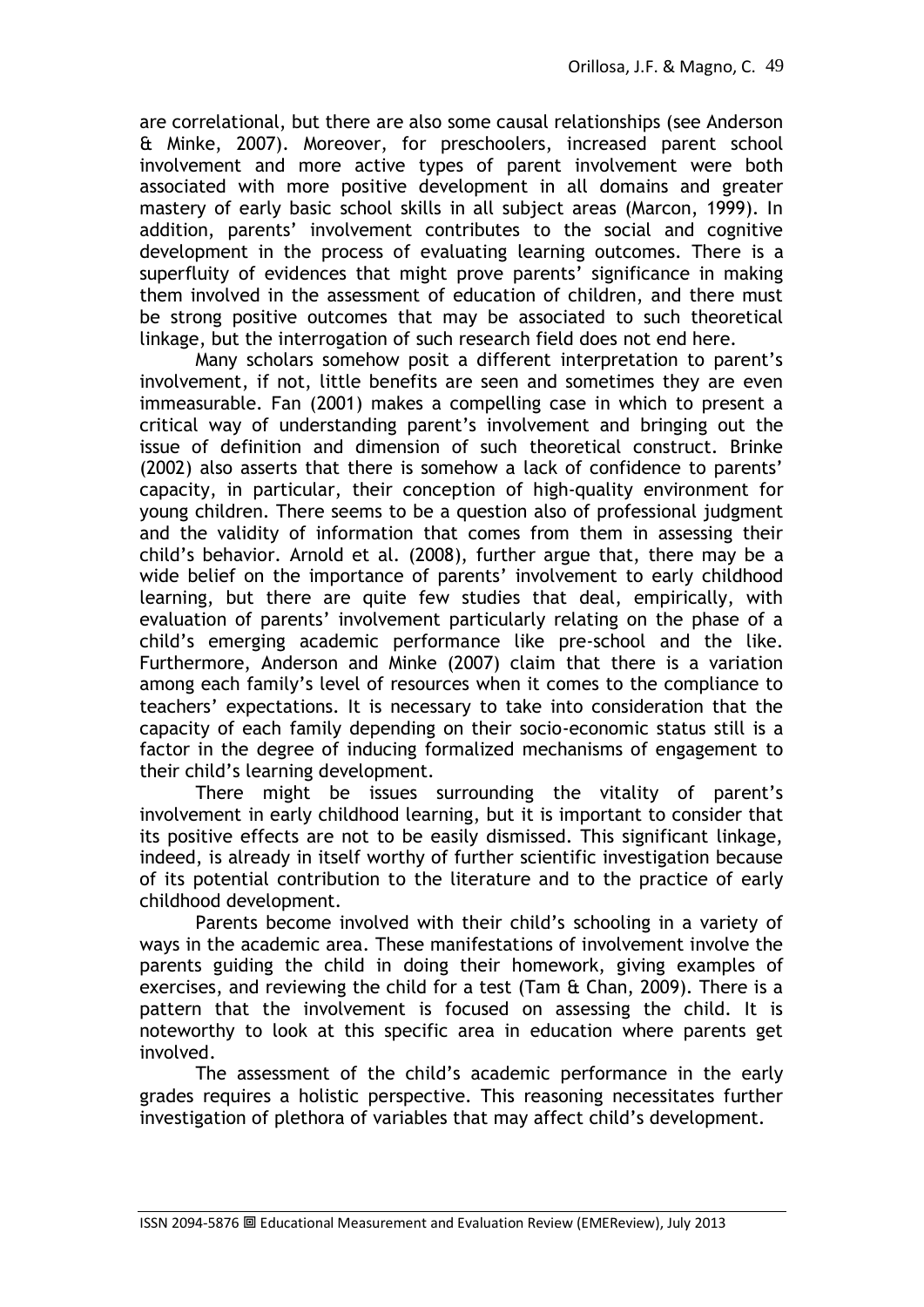are correlational, but there are also some causal relationships (see Anderson & Minke, 2007). Moreover, for preschoolers, increased parent school involvement and more active types of parent involvement were both associated with more positive development in all domains and greater mastery of early basic school skills in all subject areas (Marcon, 1999). In addition, parents' involvement contributes to the social and cognitive development in the process of evaluating learning outcomes. There is a superfluity of evidences that might prove parents' significance in making them involved in the assessment of education of children, and there must be strong positive outcomes that may be associated to such theoretical linkage, but the interrogation of such research field does not end here.

Many scholars somehow posit a different interpretation to parent's involvement, if not, little benefits are seen and sometimes they are even immeasurable. Fan (2001) makes a compelling case in which to present a critical way of understanding parent's involvement and bringing out the issue of definition and dimension of such theoretical construct. Brinke (2002) also asserts that there is somehow a lack of confidence to parents' capacity, in particular, their conception of high-quality environment for young children. There seems to be a question also of professional judgment and the validity of information that comes from them in assessing their child's behavior. Arnold et al. (2008), further argue that, there may be a wide belief on the importance of parents' involvement to early childhood learning, but there are quite few studies that deal, empirically, with evaluation of parents' involvement particularly relating on the phase of a child's emerging academic performance like pre-school and the like. Furthermore, Anderson and Minke (2007) claim that there is a variation among each family's level of resources when it comes to the compliance to teachers' expectations. It is necessary to take into consideration that the capacity of each family depending on their socio-economic status still is a factor in the degree of inducing formalized mechanisms of engagement to their child's learning development.

There might be issues surrounding the vitality of parent's involvement in early childhood learning, but it is important to consider that its positive effects are not to be easily dismissed. This significant linkage, indeed, is already in itself worthy of further scientific investigation because of its potential contribution to the literature and to the practice of early childhood development.

Parents become involved with their child's schooling in a variety of ways in the academic area. These manifestations of involvement involve the parents guiding the child in doing their homework, giving examples of exercises, and reviewing the child for a test (Tam & Chan, 2009). There is a pattern that the involvement is focused on assessing the child. It is noteworthy to look at this specific area in education where parents get involved.

The assessment of the child's academic performance in the early grades requires a holistic perspective. This reasoning necessitates further investigation of plethora of variables that may affect child's development.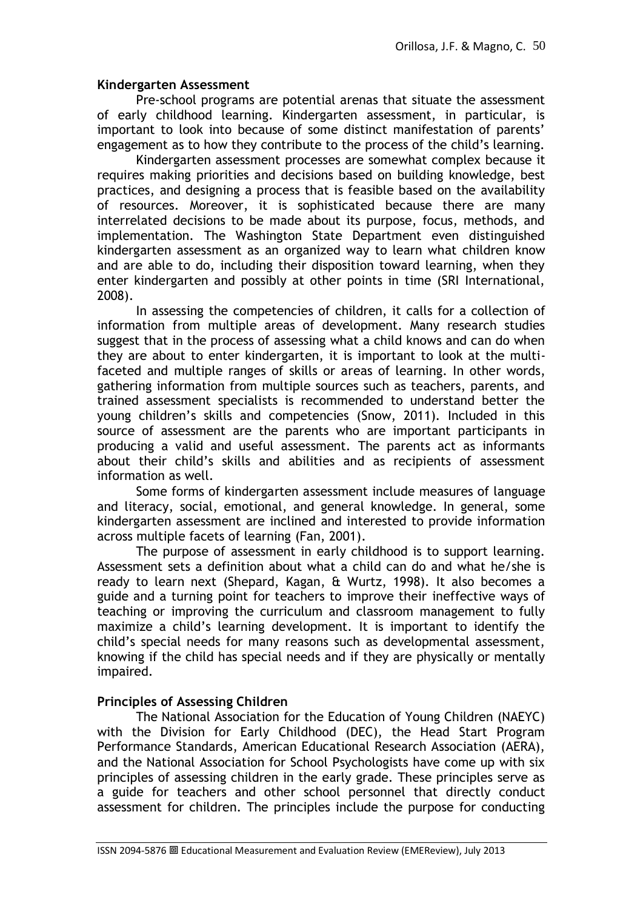## Kindergarten Assessment

Pre-school programs are potential arenas that situate the assessment of early childhood learning. Kindergarten assessment, in particular, is important to look into because of some distinct manifestation of parents' engagement as to how they contribute to the process of the child's learning.

Kindergarten assessment processes are somewhat complex because it requires making priorities and decisions based on building knowledge, best practices, and designing a process that is feasible based on the availability of resources. Moreover, it is sophisticated because there are many interrelated decisions to be made about its purpose, focus, methods, and implementation. The Washington State Department even distinguished kindergarten assessment as an organized way to learn what children know and are able to do, including their disposition toward learning, when they enter kindergarten and possibly at other points in time (SRI International, 2008).

In assessing the competencies of children, it calls for a collection of information from multiple areas of development. Many research studies suggest that in the process of assessing what a child knows and can do when they are about to enter kindergarten, it is important to look at the multi-faceted and multiple ranges of skills or areas of learning. In other words, gathering information from multiple sources such as teachers, parents, and trained assessment specialists is recommended to understand better the young children's skills and competencies (Snow, 2011). Included in this source of assessment are the parents who are important participants in producing a valid and useful assessment. The parents act as informants about their child's skills and abilities and as recipients of assessment information as well.

Some forms of kindergarten assessment include measures of language and literacy, social, emotional, and general knowledge. In general, some kindergarten assessment are inclined and interested to provide information across multiple facets of learning (Fan, 2001).

The purpose of assessment in early childhood is to support learning. Assessment sets a definition about what a child can do and what he/she is ready to learn next (Shepard, Kagan, & Wurtz, 1998). It also becomes a guide and a turning point for teachers to improve their ineffective ways of teaching or improving the curriculum and classroom management to fully maximize a child's learning development. It is important to identify the child's special needs for many reasons such as developmental assessment, knowing if the child has special needs and if they are physically or mentally impaired.

## Principles of Assessing Children

The National Association for the Education of Young Children (NAEYC) with the Division for Early Childhood (DEC), the Head Start Program Performance Standards, American Educational Research Association (AERA), and the National Association for School Psychologists have come up with six principles of assessing children in the early grade. These principles serve as a guide for teachers and other school personnel that directly conduct assessment for children. The principles include the purpose for conducting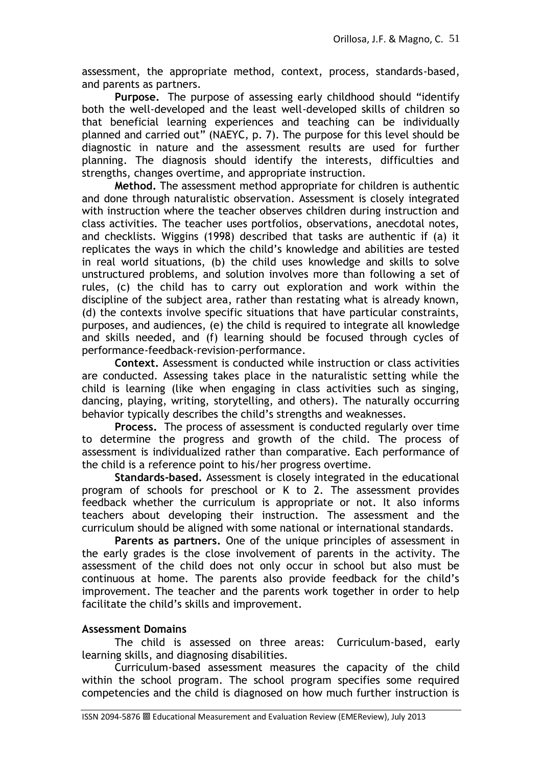assessment, the appropriate method, context, process, standards-based, and parents as partners.

**Purpose.** The purpose of assessing early childhood should "identify both the well-developed and the least well-developed skills of children so that beneficial learning experiences and teaching can be individually planned and carried out" (NAEYC, p. 7). The purpose for this level should be diagnostic in nature and the assessment results are used for further planning. The diagnosis should identify the interests, difficulties and strengths, changes overtime, and appropriate instruction.

**Method.** The assessment method appropriate for children is authentic and done through naturalistic observation. Assessment is closely integrated with instruction where the teacher observes children during instruction and class activities. The teacher uses portfolios, observations, anecdotal notes, and checklists. Wiggins (1998) described that tasks are authentic if (a) it replicates the ways in which the child's knowledge and abilities are tested in real world situations, (b) the child uses knowledge and skills to solve unstructured problems, and solution involves more than following a set of rules, (c) the child has to carry out exploration and work within the discipline of the subject area, rather than restating what is already known, (d) the contexts involve specific situations that have particular constraints, purposes, and audiences, (e) the child is required to integrate all knowledge and skills needed, and (f) learning should be focused through cycles of performance-feedback-revision-performance.

**Context.** Assessment is conducted while instruction or class activities are conducted. Assessing takes place in the naturalistic setting while the child is learning (like when engaging in class activities such as singing, dancing, playing, writing, storytelling, and others). The naturally occurring behavior typically describes the child's strengths and weaknesses.

**Process.** The process of assessment is conducted regularly over time to determine the progress and growth of the child. The process of assessment is individualized rather than comparative. Each performance of the child is a reference point to his/her progress overtime.

**Standards-based.** Assessment is closely integrated in the educational program of schools for preschool or K to 2. The assessment provides feedback whether the curriculum is appropriate or not. It also informs teachers about developing their instruction. The assessment and the curriculum should be aligned with some national or international standards.

**Parents as partners.** One of the unique principles of assessment in the early grades is the close involvement of parents in the activity. The assessment of the child does not only occur in school but also must be continuous at home. The parents also provide feedback for the child's improvement. The teacher and the parents work together in order to help facilitate the child's skills and improvement.

**Assessment Domains**

The child is assessed on three areas: Curriculum-based, early learning skills, and diagnosing disabilities.

Curriculum-based assessment measures the capacity of the child within the school program. The school program specifies some required competencies and the child is diagnosed on how much further instruction is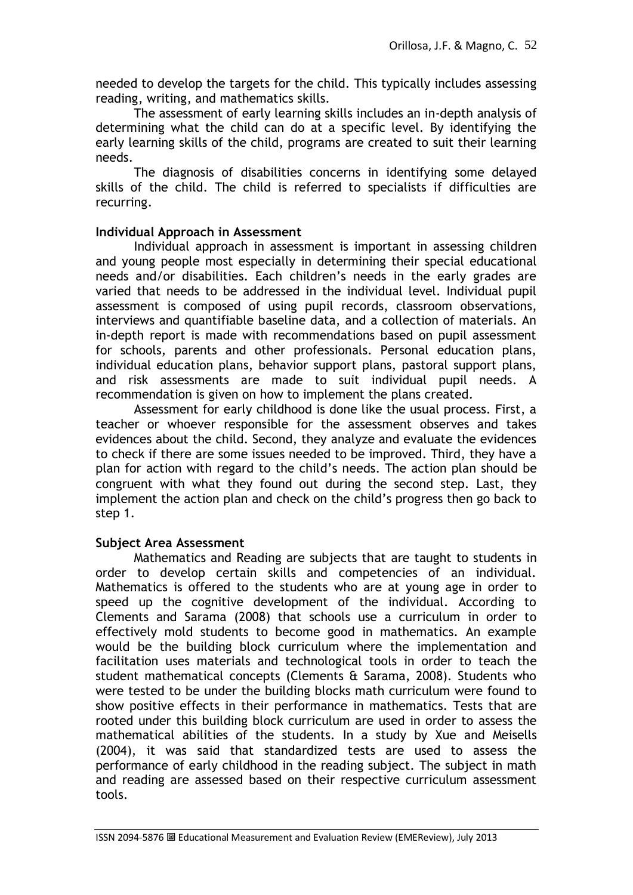needed to develop the targets for the child. This typically includes assessing reading, writing, and mathematics skills.

The assessment of early learning skills includes an in-depth analysis of determining what the child can do at a specific level. By identifying the early learning skills of the child, programs are created to suit their learning needs.

The diagnosis of disabilities concerns in identifying some delayed skills of the child. The child is referred to specialists if difficulties are recurring.

**Individual Approach in Assessment**

Individual approach in assessment is important in assessing children and young people most especially in determining their special educational needs and/or disabilities. Each children's needs in the early grades are varied that needs to be addressed in the individual level. Individual pupil assessment is composed of using pupil records, classroom observations, interviews and quantifiable baseline data, and a collection of materials. An in-depth report is made with recommendations based on pupil assessment for schools, parents and other professionals. Personal education plans, individual education plans, behavior support plans, pastoral support plans, and risk assessments are made to suit individual pupil needs. A recommendation is given on how to implement the plans created.

Assessment for early childhood is done like the usual process. First, a teacher or whoever responsible for the assessment observes and takes evidences about the child. Second, they analyze and evaluate the evidences to check if there are some issues needed to be improved. Third, they have a plan for action with regard to the child's needs. The action plan should be congruent with what they found out during the second step. Last, they implement the action plan and check on the child's progress then go back to step 1.

**Subject Area Assessment**

Mathematics and Reading are subjects that are taught to students in order to develop certain skills and competencies of an individual. Mathematics is offered to the students who are at young age in order to speed up the cognitive development of the individual. According to Clements and Sarama (2008) that schools use a curriculum in order to effectively mold students to become good in mathematics. An example would be the building block curriculum where the implementation and facilitation uses materials and technological tools in order to teach the student mathematical concepts (Clements & Sarama, 2008). Students who were tested to be under the building blocks math curriculum were found to show positive effects in their performance in mathematics. Tests that are rooted under this building block curriculum are used in order to assess the mathematical abilities of the students. In a study by Xue and Meisells (2004), it was said that standardized tests are used to assess the performance of early childhood in the reading subject. The subject in math and reading are assessed based on their respective curriculum assessment tools.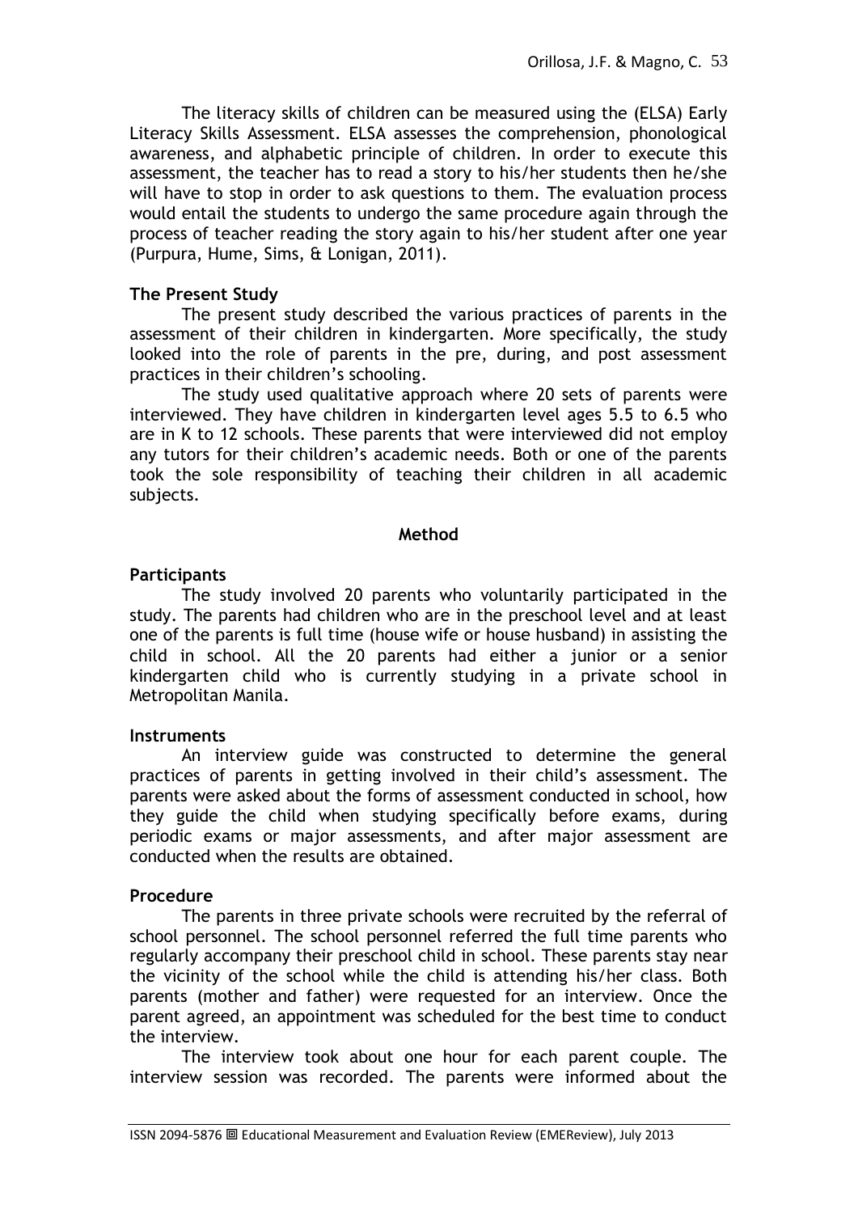The literacy skills of children can be measured using the (ELSA) Early Literacy Skills Assessment. ELSA assesses the comprehension, phonological awareness, and alphabetic principle of children. In order to execute this assessment, the teacher has to read a story to his/her students then he/she will have to stop in order to ask questions to them. The evaluation process would entail the students to undergo the same procedure again through the process of teacher reading the story again to his/her student after one year (Purpura, Hume, Sims, & Lonigan, 2011).

### The Present Study

The present study described the various practices of parents in the assessment of their children in kindergarten. More specifically, the study looked into the role of parents in the pre, during, and post assessment practices in their children's schooling.

The study used qualitative approach where 20 sets of parents were interviewed. They have children in kindergarten level ages 5.5 to 6.5 who are in K to 12 schools. These parents that were interviewed did not employ any tutors for their children's academic needs. Both or one of the parents took the sole responsibility of teaching their children in all academic subjects.

## Method

### Participants

The study involved 20 parents who voluntarily participated in the study. The parents had children who are in the preschool level and at least one of the parents is full time (house wife or house husband) in assisting the child in school. All the 20 parents had either a junior or a senior kindergarten child who is currently studying in a private school in Metropolitan Manila.

### Instruments

An interview guide was constructed to determine the general practices of parents in getting involved in their child's assessment. The parents were asked about the forms of assessment conducted in school, how they guide the child when studying specifically before exams, during periodic exams or major assessments, and after major assessment are conducted when the results are obtained.

### Procedure

The parents in three private schools were recruited by the referral of school personnel. The school personnel referred the full time parents who regularly accompany their preschool child in school. These parents stay near the vicinity of the school while the child is attending his/her class. Both parents (mother and father) were requested for an interview. Once the parent agreed, an appointment was scheduled for the best time to conduct the interview.

The interview took about one hour for each parent couple. The interview session was recorded. The parents were informed about the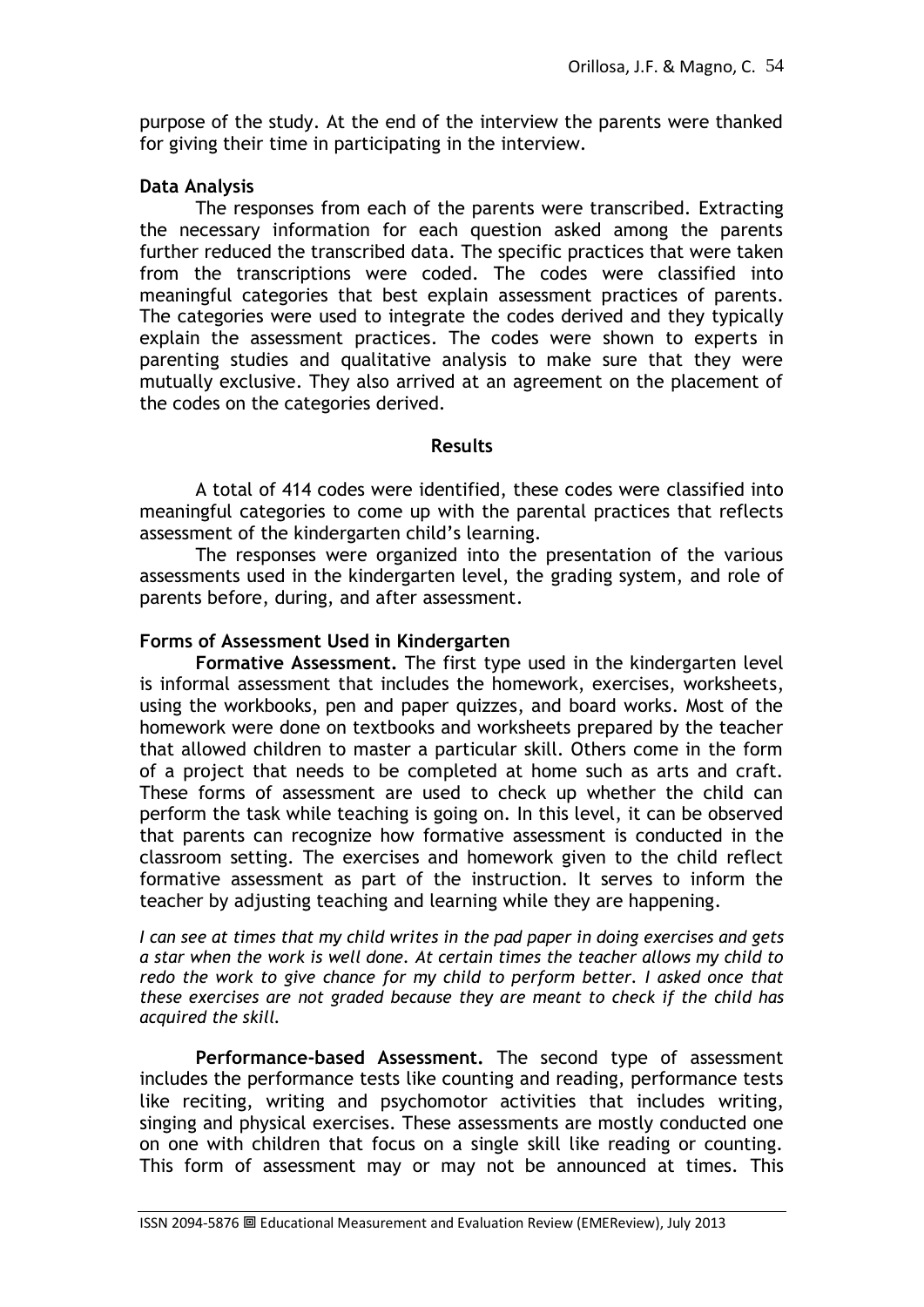purpose of the study. At the end of the interview the parents were thanked for giving their time in participating in the interview.

### Data Analysis

The responses from each of the parents were transcribed. Extracting the necessary information for each question asked among the parents further reduced the transcribed data. The specific practices that were taken from the transcriptions were coded. The codes were classified into meaningful categories that best explain assessment practices of parents. The categories were used to integrate the codes derived and they typically explain the assessment practices. The codes were shown to experts in parenting studies and qualitative analysis to make sure that they were mutually exclusive. They also arrived at an agreement on the placement of the codes on the categories derived.

## Results

A total of 414 codes were identified, these codes were classified into meaningful categories to come up with the parental practices that reflects assessment of the kindergarten child's learning.

The responses were organized into the presentation of the various assessments used in the kindergarten level, the grading system, and role of parents before, during, and after assessment.

### Forms of Assessment Used in Kindergarten

**Formative Assessment.** The first type used in the kindergarten level is informal assessment that includes the homework, exercises, worksheets, using the workbooks, pen and paper quizzes, and board works. Most of the homework were done on textbooks and worksheets prepared by the teacher that allowed children to master a particular skill. Others come in the form of a project that needs to be completed at home such as arts and craft. These forms of assessment are used to check up whether the child can perform the task while teaching is going on. In this level, it can be observed that parents can recognize how formative assessment is conducted in the classroom setting. The exercises and homework given to the child reflect formative assessment as part of the instruction. It serves to inform the teacher by adjusting teaching and learning while they are happening.

*I can see at times that my child writes in the pad paper in doing exercises and gets a star when the work is well done. At certain times the teacher allows my child to redo the work to give chance for my child to perform better. I asked once that these exercises are not graded because they are meant to check if the child has acquired the skill.*

**Performance-based Assessment.** The second type of assessment includes the performance tests like counting and reading, performance tests like reciting, writing and psychomotor activities that includes writing, singing and physical exercises. These assessments are mostly conducted one on one with children that focus on a single skill like reading or counting. This form of assessment may or may not be announced at times. This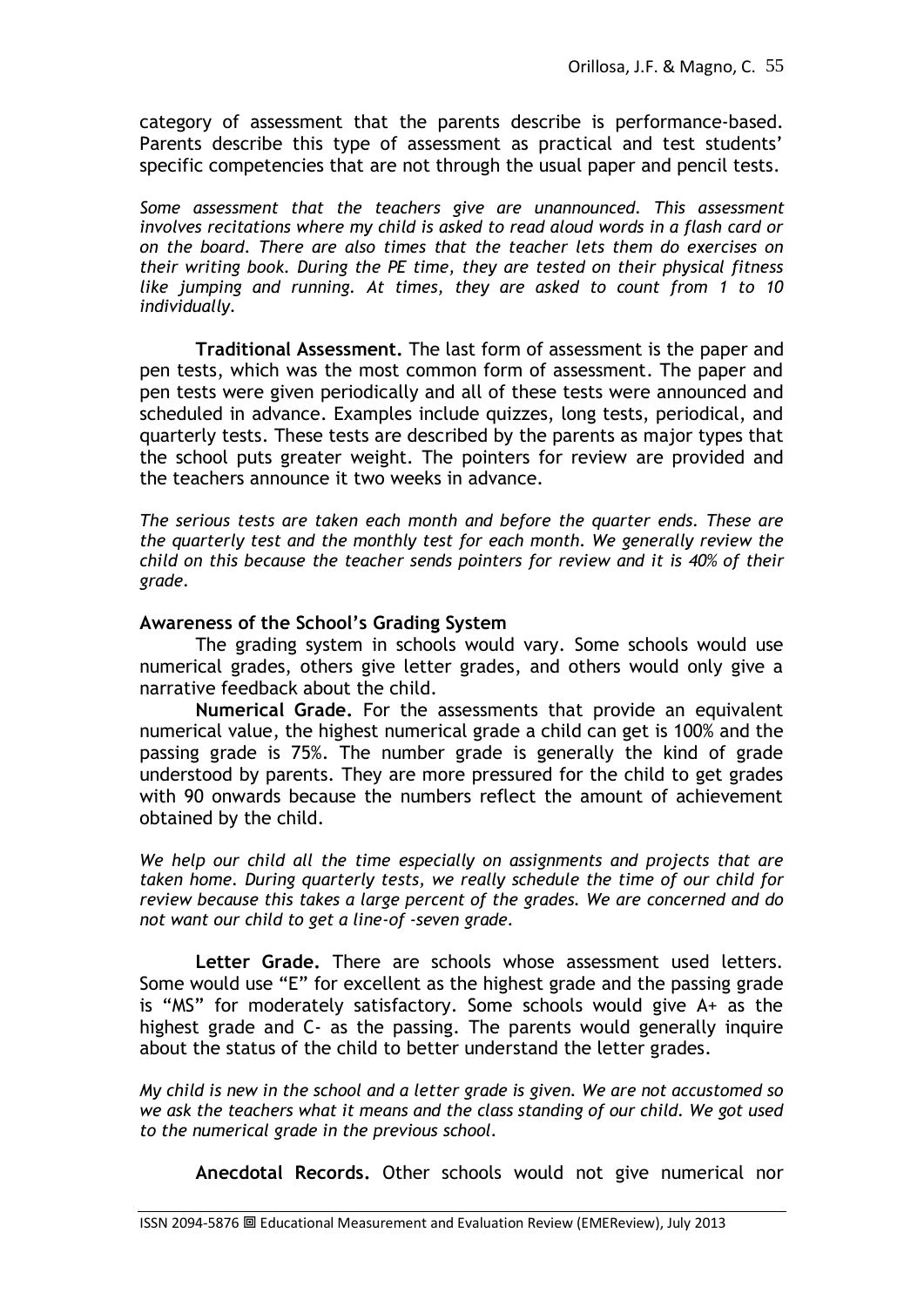category of assessment that the parents describe is performance-based. Parents describe this type of assessment as practical and test students' specific competencies that are not through the usual paper and pencil tests.

*Some assessment that the teachers give are unannounced. This assessment involves recitations where my child is asked to read aloud words in a flash card or on the board. There are also times that the teacher lets them do exercises on their writing book. During the PE time, they are tested on their physical fitness like jumping and running. At times, they are asked to count from 1 to 10 individually.*

**Traditional Assessment.** The last form of assessment is the paper and pen tests, which was the most common form of assessment. The paper and pen tests were given periodically and all of these tests were announced and scheduled in advance. Examples include quizzes, long tests, periodical, and quarterly tests. These tests are described by the parents as major types that the school puts greater weight. The pointers for review are provided and the teachers announce it two weeks in advance.

*The serious tests are taken each month and before the quarter ends. These are the quarterly test and the monthly test for each month. We generally review the child on this because the teacher sends pointers for review and it is 40% of their grade.*

### Awareness of the School's Grading System

The grading system in schools would vary. Some schools would use numerical grades, others give letter grades, and others would only give a narrative feedback about the child.

**Numerical Grade.** For the assessments that provide an equivalent numerical value, the highest numerical grade a child can get is 100% and the passing grade is 75%. The number grade is generally the kind of grade understood by parents. They are more pressured for the child to get grades with 90 onwards because the numbers reflect the amount of achievement obtained by the child.

*We help our child all the time especially on assignments and projects that are taken home. During quarterly tests, we really schedule the time of our child for review because this takes a large percent of the grades. We are concerned and do not want our child to get a line-of -seven grade.*

**Letter Grade.** There are schools whose assessment used letters. Some would use "E" for excellent as the highest grade and the passing grade is "MS" for moderately satisfactory. Some schools would give A+ as the highest grade and C- as the passing. The parents would generally inquire about the status of the child to better understand the letter grades.

*My child is new in the school and a letter grade is given. We are not accustomed so we ask the teachers what it means and the class standing of our child. We got used to the numerical grade in the previous school.*

**Anecdotal Records.** Other schools would not give numerical nor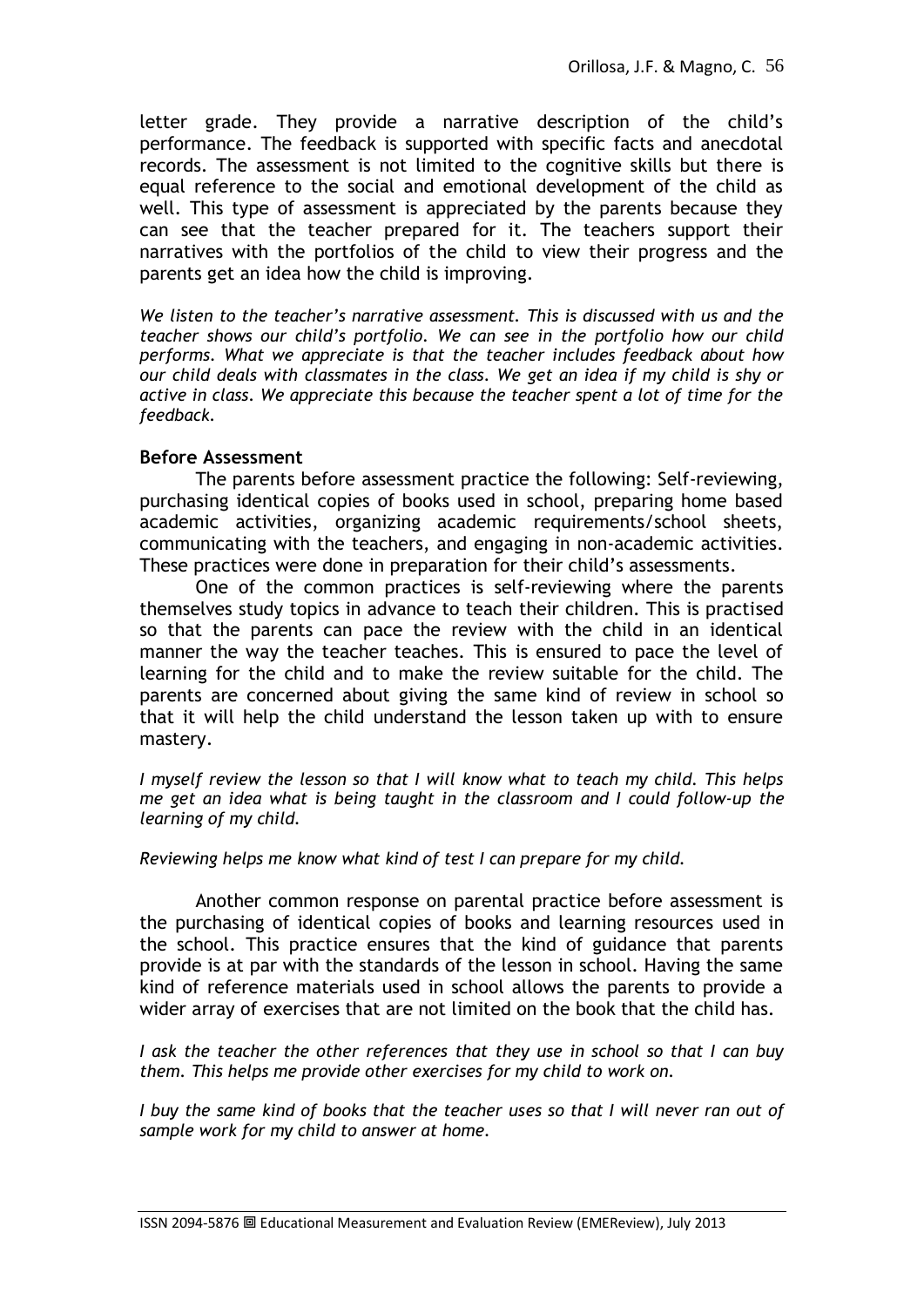letter grade. They provide a narrative description of the child's performance. The feedback is supported with specific facts and anecdotal records. The assessment is not limited to the cognitive skills but there is equal reference to the social and emotional development of the child as well. This type of assessment is appreciated by the parents because they can see that the teacher prepared for it. The teachers support their narratives with the portfolios of the child to view their progress and the parents get an idea how the child is improving.

*We listen to the teacher's narrative assessment. This is discussed with us and the teacher shows our child's portfolio. We can see in the portfolio how our child performs. What we appreciate is that the teacher includes feedback about how our child deals with classmates in the class. We get an idea if my child is shy or active in class. We appreciate this because the teacher spent a lot of time for the feedback.*

**Before Assessment**

The parents before assessment practice the following: Self-reviewing, purchasing identical copies of books used in school, preparing home based academic activities, organizing academic requirements/school sheets, communicating with the teachers, and engaging in non-academic activities. These practices were done in preparation for their child's assessments.

One of the common practices is self-reviewing where the parents themselves study topics in advance to teach their children. This is practised so that the parents can pace the review with the child in an identical manner the way the teacher teaches. This is ensured to pace the level of learning for the child and to make the review suitable for the child. The parents are concerned about giving the same kind of review in school so that it will help the child understand the lesson taken up with to ensure mastery.

*I myself review the lesson so that I will know what to teach my child. This helps me get an idea what is being taught in the classroom and I could follow-up the learning of my child.*

*Reviewing helps me know what kind of test I can prepare for my child.*

Another common response on parental practice before assessment is the purchasing of identical copies of books and learning resources used in the school. This practice ensures that the kind of guidance that parents provide is at par with the standards of the lesson in school. Having the same kind of reference materials used in school allows the parents to provide a wider array of exercises that are not limited on the book that the child has.

*I ask the teacher the other references that they use in school so that I can buy them. This helps me provide other exercises for my child to work on.*

*I buy the same kind of books that the teacher uses so that I will never ran out of sample work for my child to answer at home.*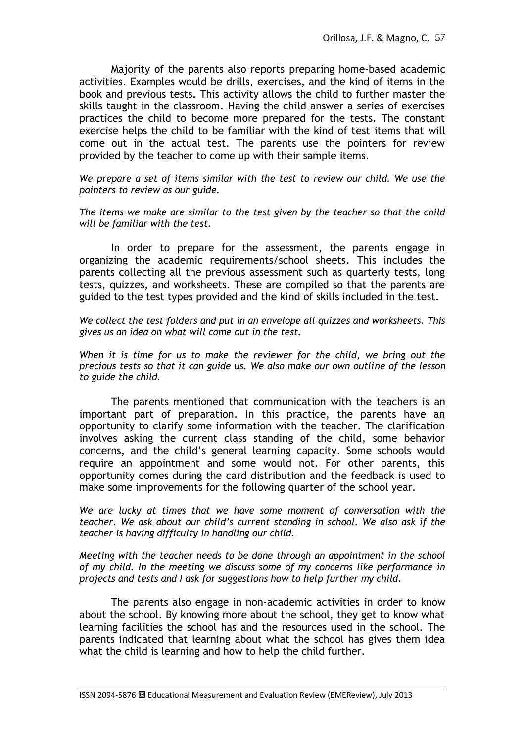Majority of the parents also reports preparing home-based academic activities. Examples would be drills, exercises, and the kind of items in the book and previous tests. This activity allows the child to further master the skills taught in the classroom. Having the child answer a series of exercises practices the child to become more prepared for the tests. The constant exercise helps the child to be familiar with the kind of test items that will come out in the actual test. The parents use the pointers for review provided by the teacher to come up with their sample items.

*We prepare a set of items similar with the test to review our child. We use the pointers to review as our guide.*

*The items we make are similar to the test given by the teacher so that the child will be familiar with the test.*

In order to prepare for the assessment, the parents engage in organizing the academic requirements/school sheets. This includes the parents collecting all the previous assessment such as quarterly tests, long tests, quizzes, and worksheets. These are compiled so that the parents are guided to the test types provided and the kind of skills included in the test.

*We collect the test folders and put in an envelope all quizzes and worksheets. This gives us an idea on what will come out in the test.*

*When it is time for us to make the reviewer for the child, we bring out the precious tests so that it can guide us. We also make our own outline of the lesson to guide the child.*

The parents mentioned that communication with the teachers is an important part of preparation. In this practice, the parents have an opportunity to clarify some information with the teacher. The clarification involves asking the current class standing of the child, some behavior concerns, and the child's general learning capacity. Some schools would require an appointment and some would not. For other parents, this opportunity comes during the card distribution and the feedback is used to make some improvements for the following quarter of the school year.

*We are lucky at times that we have some moment of conversation with the teacher. We ask about our child's current standing in school. We also ask if the teacher is having difficulty in handling our child.*

*Meeting with the teacher needs to be done through an appointment in the school of my child. In the meeting we discuss some of my concerns like performance in projects and tests and I ask for suggestions how to help further my child.*

The parents also engage in non-academic activities in order to know about the school. By knowing more about the school, they get to know what learning facilities the school has and the resources used in the school. The parents indicated that learning about what the school has gives them idea what the child is learning and how to help the child further.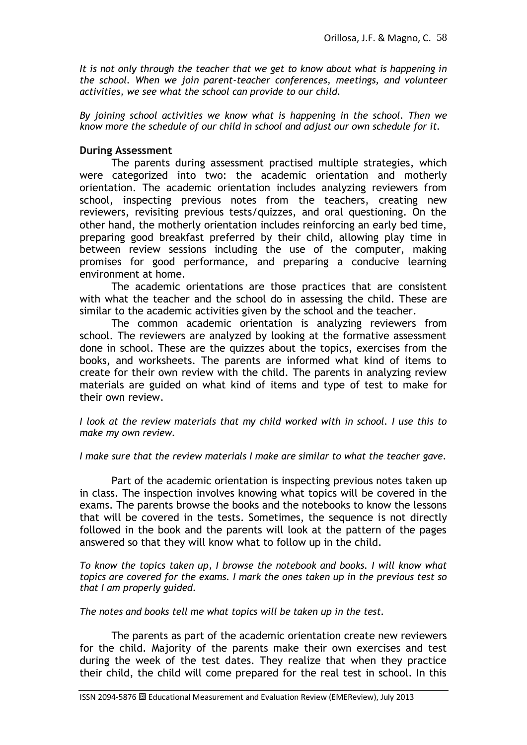*It is not only through the teacher that we get to know about what is happening in the school. When we join parent-teacher conferences, meetings, and volunteer activities, we see what the school can provide to our child.*

*By joining school activities we know what is happening in the school. Then we know more the schedule of our child in school and adjust our own schedule for it.*

### During Assessment

The parents during assessment practised multiple strategies, which were categorized into two: the academic orientation and motherly orientation. The academic orientation includes analyzing reviewers from school, inspecting previous notes from the teachers, creating new reviewers, revisiting previous tests/quizzes, and oral questioning. On the other hand, the motherly orientation includes reinforcing an early bed time, preparing good breakfast preferred by their child, allowing play time in between review sessions including the use of the computer, making promises for good performance, and preparing a conducive learning environment at home.

The academic orientations are those practices that are consistent with what the teacher and the school do in assessing the child. These are similar to the academic activities given by the school and the teacher.

The common academic orientation is analyzing reviewers from school. The reviewers are analyzed by looking at the formative assessment done in school. These are the quizzes about the topics, exercises from the books, and worksheets. The parents are informed what kind of items to create for their own review with the child. The parents in analyzing review materials are guided on what kind of items and type of test to make for their own review.

*I look at the review materials that my child worked with in school. I use this to make my own review.*

*I make sure that the review materials I make are similar to what the teacher gave.*

Part of the academic orientation is inspecting previous notes taken up in class. The inspection involves knowing what topics will be covered in the exams. The parents browse the books and the notebooks to know the lessons that will be covered in the tests. Sometimes, the sequence is not directly followed in the book and the parents will look at the pattern of the pages answered so that they will know what to follow up in the child.

*To know the topics taken up, I browse the notebook and books. I will know what topics are covered for the exams. I mark the ones taken up in the previous test so that I am properly guided.*

*The notes and books tell me what topics will be taken up in the test.*

The parents as part of the academic orientation create new reviewers for the child. Majority of the parents make their own exercises and test during the week of the test dates. They realize that when they practice their child, the child will come prepared for the real test in school. In this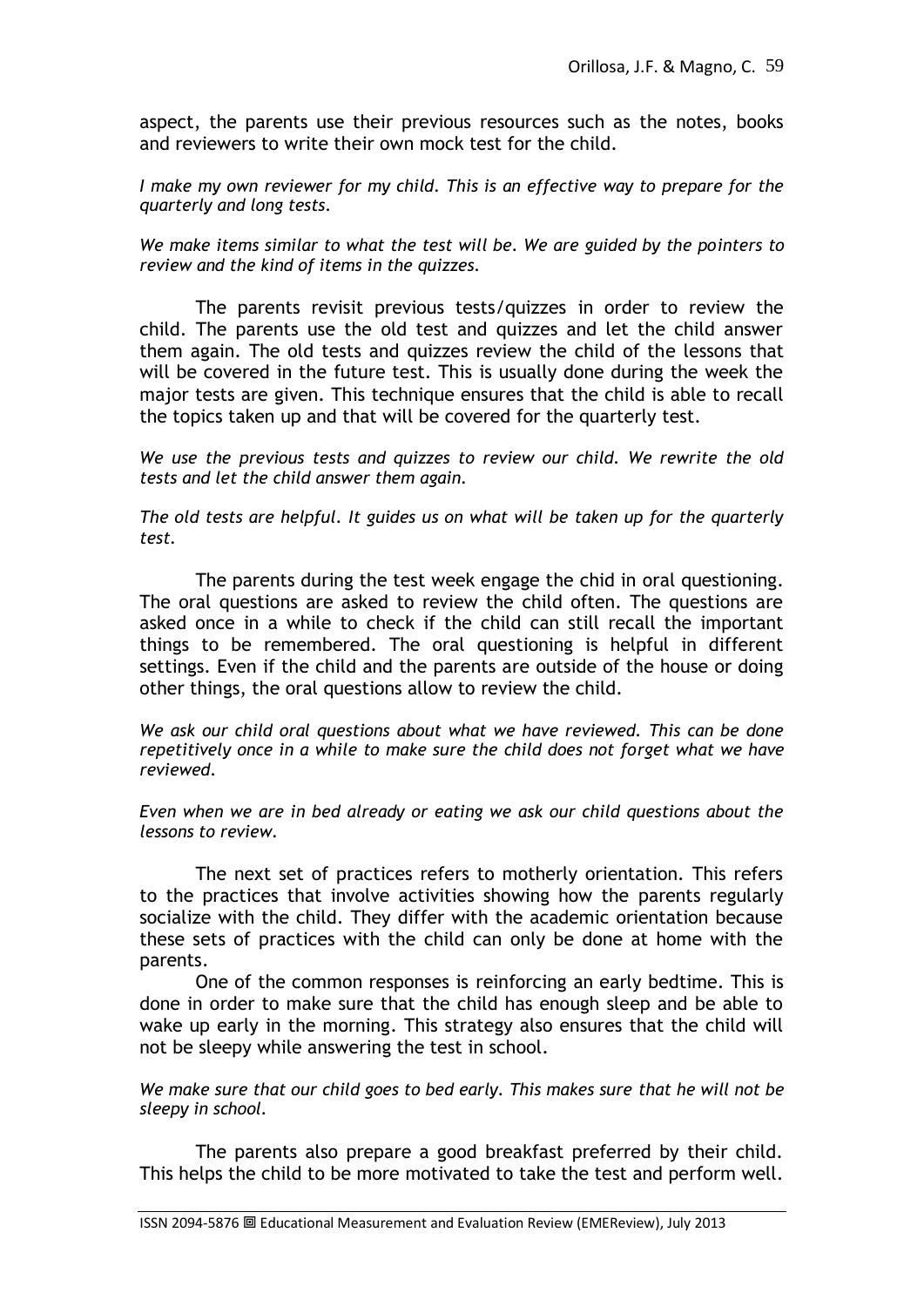aspect, the parents use their previous resources such as the notes, books and reviewers to write their own mock test for the child.

*I make my own reviewer for my child. This is an effective way to prepare for the quarterly and long tests.*

*We make items similar to what the test will be. We are guided by the pointers to review and the kind of items in the quizzes.*

The parents revisit previous tests/quizzes in order to review the child. The parents use the old test and quizzes and let the child answer them again. The old tests and quizzes review the child of the lessons that will be covered in the future test. This is usually done during the week the major tests are given. This technique ensures that the child is able to recall the topics taken up and that will be covered for the quarterly test.

*We use the previous tests and quizzes to review our child. We rewrite the old tests and let the child answer them again.*

*The old tests are helpful. It guides us on what will be taken up for the quarterly test.*

The parents during the test week engage the chid in oral questioning. The oral questions are asked to review the child often. The questions are asked once in a while to check if the child can still recall the important things to be remembered. The oral questioning is helpful in different settings. Even if the child and the parents are outside of the house or doing other things, the oral questions allow to review the child.

*We ask our child oral questions about what we have reviewed. This can be done repetitively once in a while to make sure the child does not forget what we have reviewed.*

*Even when we are in bed already or eating we ask our child questions about the lessons to review.*

The next set of practices refers to motherly orientation. This refers to the practices that involve activities showing how the parents regularly socialize with the child. They differ with the academic orientation because these sets of practices with the child can only be done at home with the parents.

One of the common responses is reinforcing an early bedtime. This is done in order to make sure that the child has enough sleep and be able to wake up early in the morning. This strategy also ensures that the child will not be sleepy while answering the test in school.

*We make sure that our child goes to bed early. This makes sure that he will not be sleepy in school.*

The parents also prepare a good breakfast preferred by their child. This helps the child to be more motivated to take the test and perform well.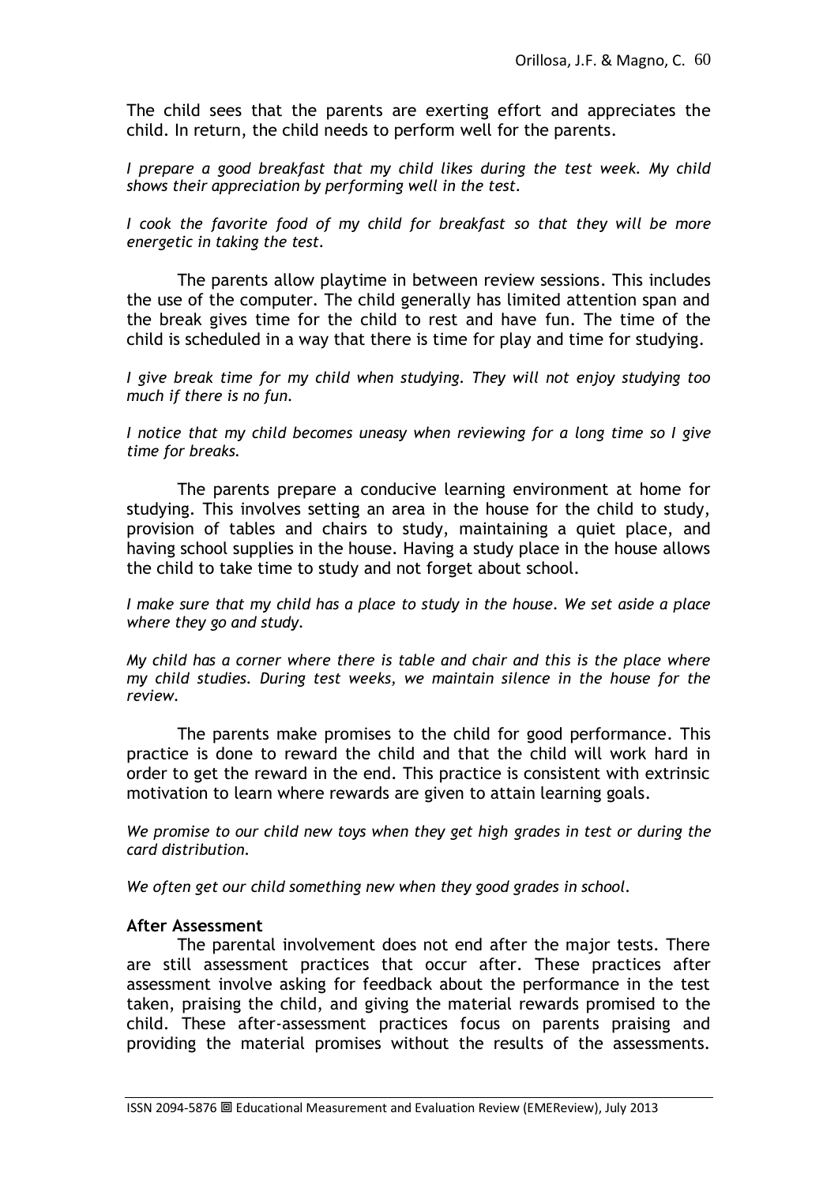The child sees that the parents are exerting effort and appreciates the child. In return, the child needs to perform well for the parents.

*I prepare a good breakfast that my child likes during the test week. My child shows their appreciation by performing well in the test.*

*I cook the favorite food of my child for breakfast so that they will be more energetic in taking the test.*

The parents allow playtime in between review sessions. This includes the use of the computer. The child generally has limited attention span and the break gives time for the child to rest and have fun. The time of the child is scheduled in a way that there is time for play and time for studying.

*I give break time for my child when studying. They will not enjoy studying too much if there is no fun.*

*I notice that my child becomes uneasy when reviewing for a long time so I give time for breaks.*

The parents prepare a conducive learning environment at home for studying. This involves setting an area in the house for the child to study, provision of tables and chairs to study, maintaining a quiet place, and having school supplies in the house. Having a study place in the house allows the child to take time to study and not forget about school.

*I make sure that my child has a place to study in the house. We set aside a place where they go and study.*

*My child has a corner where there is table and chair and this is the place where my child studies. During test weeks, we maintain silence in the house for the review.*

The parents make promises to the child for good performance. This practice is done to reward the child and that the child will work hard in order to get the reward in the end. This practice is consistent with extrinsic motivation to learn where rewards are given to attain learning goals.

*We promise to our child new toys when they get high grades in test or during the card distribution.*

*We often get our child something new when they good grades in school.*

**After Assessment**

The parental involvement does not end after the major tests. There are still assessment practices that occur after. These practices after assessment involve asking for feedback about the performance in the test taken, praising the child, and giving the material rewards promised to the child. These after-assessment practices focus on parents praising and providing the material promises without the results of the assessments.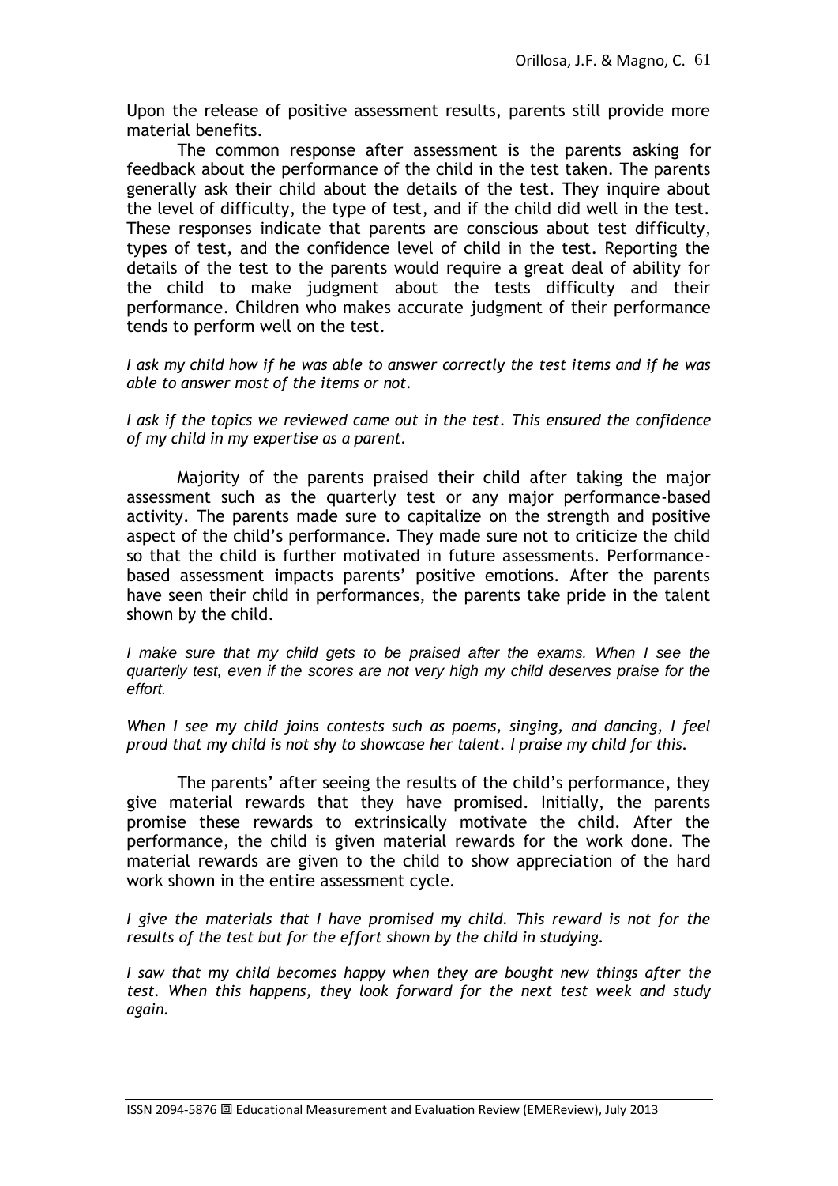Upon the release of positive assessment results, parents still provide more material benefits.

The common response after assessment is the parents asking for feedback about the performance of the child in the test taken. The parents generally ask their child about the details of the test. They inquire about the level of difficulty, the type of test, and if the child did well in the test. These responses indicate that parents are conscious about test difficulty, types of test, and the confidence level of child in the test. Reporting the details of the test to the parents would require a great deal of ability for the child to make judgment about the tests difficulty and their performance. Children who makes accurate judgment of their performance tends to perform well on the test.

*I ask my child how if he was able to answer correctly the test items and if he was able to answer most of the items or not.*

*I ask if the topics we reviewed came out in the test. This ensured the confidence of my child in my expertise as a parent.*

Majority of the parents praised their child after taking the major assessment such as the quarterly test or any major performance-based activity. The parents made sure to capitalize on the strength and positive aspect of the child's performance. They made sure not to criticize the child so that the child is further motivated in future assessments. Performance-based assessment impacts parents' positive emotions. After the parents have seen their child in performances, the parents take pride in the talent shown by the child.

*I make sure that my child gets to be praised after the exams. When I see the quarterly test, even if the scores are not very high my child deserves praise for the effort.*

*When I see my child joins contests such as poems, singing, and dancing, I feel proud that my child is not shy to showcase her talent. I praise my child for this.*

The parents' after seeing the results of the child's performance, they give material rewards that they have promised. Initially, the parents promise these rewards to extrinsically motivate the child. After the performance, the child is given material rewards for the work done. The material rewards are given to the child to show appreciation of the hard work shown in the entire assessment cycle.

*I give the materials that I have promised my child. This reward is not for the results of the test but for the effort shown by the child in studying.*

*I saw that my child becomes happy when they are bought new things after the test. When this happens, they look forward for the next test week and study again.*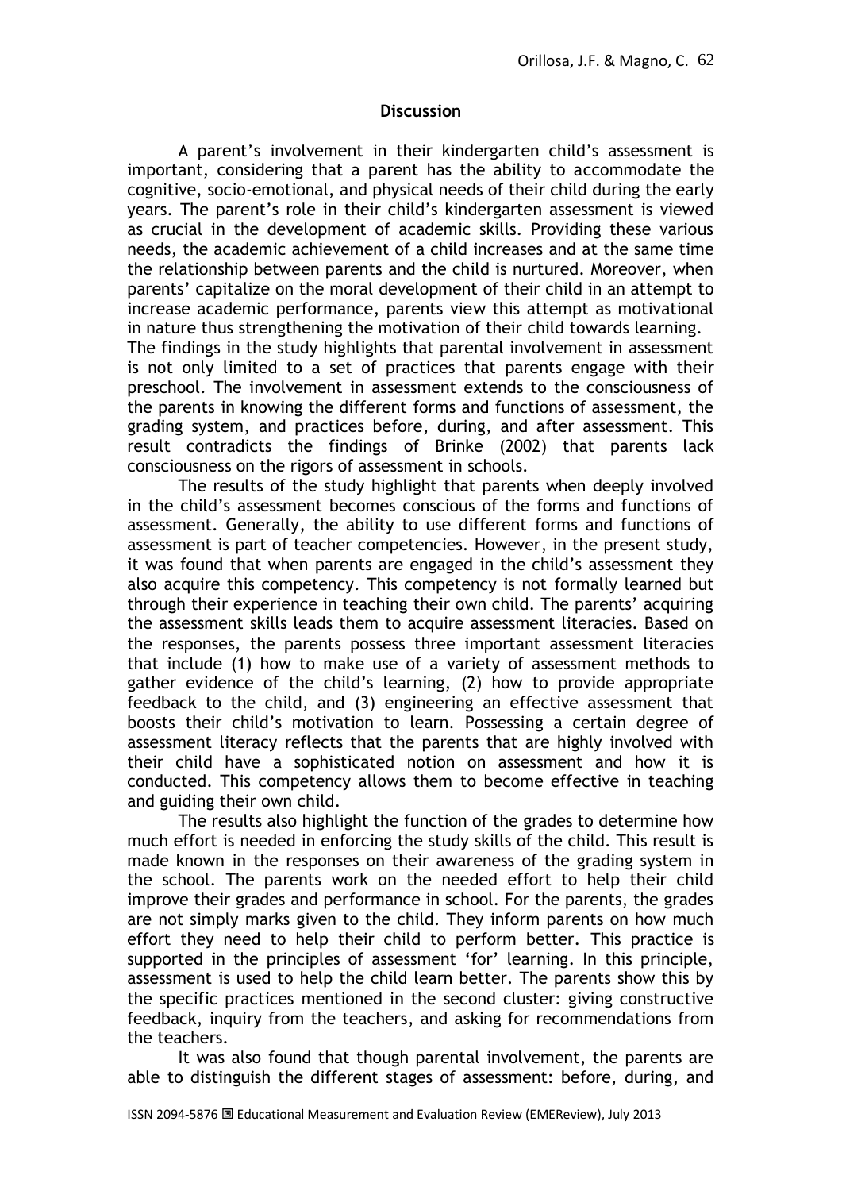## Discussion

A parent's involvement in their kindergarten child's assessment is important, considering that a parent has the ability to accommodate the cognitive, socio-emotional, and physical needs of their child during the early years. The parent's role in their child's kindergarten assessment is viewed as crucial in the development of academic skills. Providing these various needs, the academic achievement of a child increases and at the same time the relationship between parents and the child is nurtured. Moreover, when parents' capitalize on the moral development of their child in an attempt to increase academic performance, parents view this attempt as motivational in nature thus strengthening the motivation of their child towards learning. The findings in the study highlights that parental involvement in assessment is not only limited to a set of practices that parents engage with their preschool. The involvement in assessment extends to the consciousness of the parents in knowing the different forms and functions of assessment, the grading system, and practices before, during, and after assessment. This result contradicts the findings of Brinke (2002) that parents lack consciousness on the rigors of assessment in schools.

The results of the study highlight that parents when deeply involved in the child's assessment becomes conscious of the forms and functions of assessment. Generally, the ability to use different forms and functions of assessment is part of teacher competencies. However, in the present study, it was found that when parents are engaged in the child's assessment they also acquire this competency. This competency is not formally learned but through their experience in teaching their own child. The parents' acquiring the assessment skills leads them to acquire assessment literacies. Based on the responses, the parents possess three important assessment literacies that include (1) how to make use of a variety of assessment methods to gather evidence of the child's learning, (2) how to provide appropriate feedback to the child, and (3) engineering an effective assessment that boosts their child's motivation to learn. Possessing a certain degree of assessment literacy reflects that the parents that are highly involved with their child have a sophisticated notion on assessment and how it is conducted. This competency allows them to become effective in teaching and guiding their own child.

The results also highlight the function of the grades to determine how much effort is needed in enforcing the study skills of the child. This result is made known in the responses on their awareness of the grading system in the school. The parents work on the needed effort to help their child improve their grades and performance in school. For the parents, the grades are not simply marks given to the child. They inform parents on how much effort they need to help their child to perform better. This practice is supported in the principles of assessment 'for' learning. In this principle, assessment is used to help the child learn better. The parents show this by the specific practices mentioned in the second cluster: giving constructive feedback, inquiry from the teachers, and asking for recommendations from the teachers.

It was also found that though parental involvement, the parents are able to distinguish the different stages of assessment: before, during, and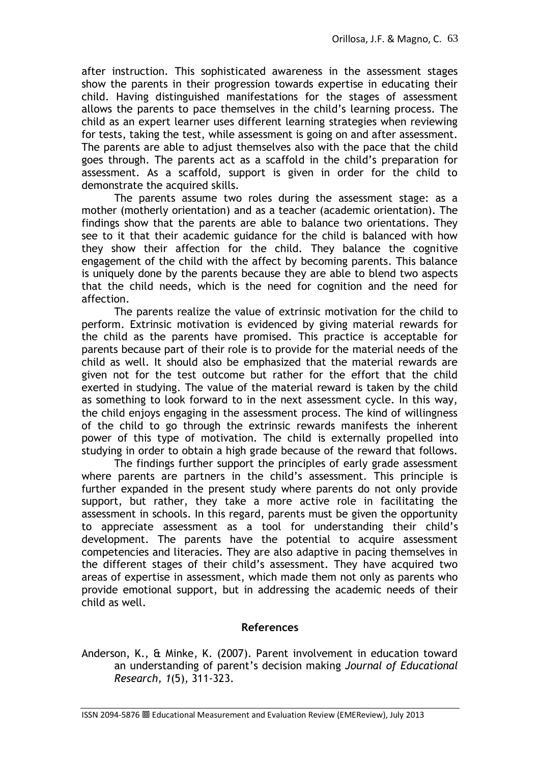after instruction. This sophisticated awareness in the assessment stages show the parents in their progression towards expertise in educating their child. Having distinguished manifestations for the stages of assessment allows the parents to pace themselves in the child's learning process. The child as an expert learner uses different learning strategies when reviewing for tests, taking the test, while assessment is going on and after assessment. The parents are able to adjust themselves also with the pace that the child goes through. The parents act as a scaffold in the child's preparation for assessment. As a scaffold, support is given in order for the child to demonstrate the acquired skills.

The parents assume two roles during the assessment stage: as a mother (motherly orientation) and as a teacher (academic orientation). The findings show that the parents are able to balance two orientations. They see to it that their academic guidance for the child is balanced with how they show their affection for the child. They balance the cognitive engagement of the child with the affect by becoming parents. This balance is uniquely done by the parents because they are able to blend two aspects that the child needs, which is the need for cognition and the need for affection.

The parents realize the value of extrinsic motivation for the child to perform. Extrinsic motivation is evidenced by giving material rewards for the child as the parents have promised. This practice is acceptable for parents because part of their role is to provide for the material needs of the child as well. It should also be emphasized that the material rewards are given not for the test outcome but rather for the effort that the child exerted in studying. The value of the material reward is taken by the child as something to look forward to in the next assessment cycle. In this way, the child enjoys engaging in the assessment process. The kind of willingness of the child to go through the extrinsic rewards manifests the inherent power of this type of motivation. The child is externally propelled into studying in order to obtain a high grade because of the reward that follows.

The findings further support the principles of early grade assessment where parents are partners in the child's assessment. This principle is further expanded in the present study where parents do not only provide support, but rather, they take a more active role in facilitating the assessment in schools. In this regard, parents must be given the opportunity to appreciate assessment as a tool for understanding their child's development. The parents have the potential to acquire assessment competencies and literacies. They are also adaptive in pacing themselves in the different stages of their child's assessment. They have acquired two areas of expertise in assessment, which made them not only as parents who provide emotional support, but in addressing the academic needs of their child as well.

## References

Anderson, K., & Minke, K. (2007). Parent involvement in education toward an understanding of parent's decision making *Journal of Educational Research, 1*(5), 311-323.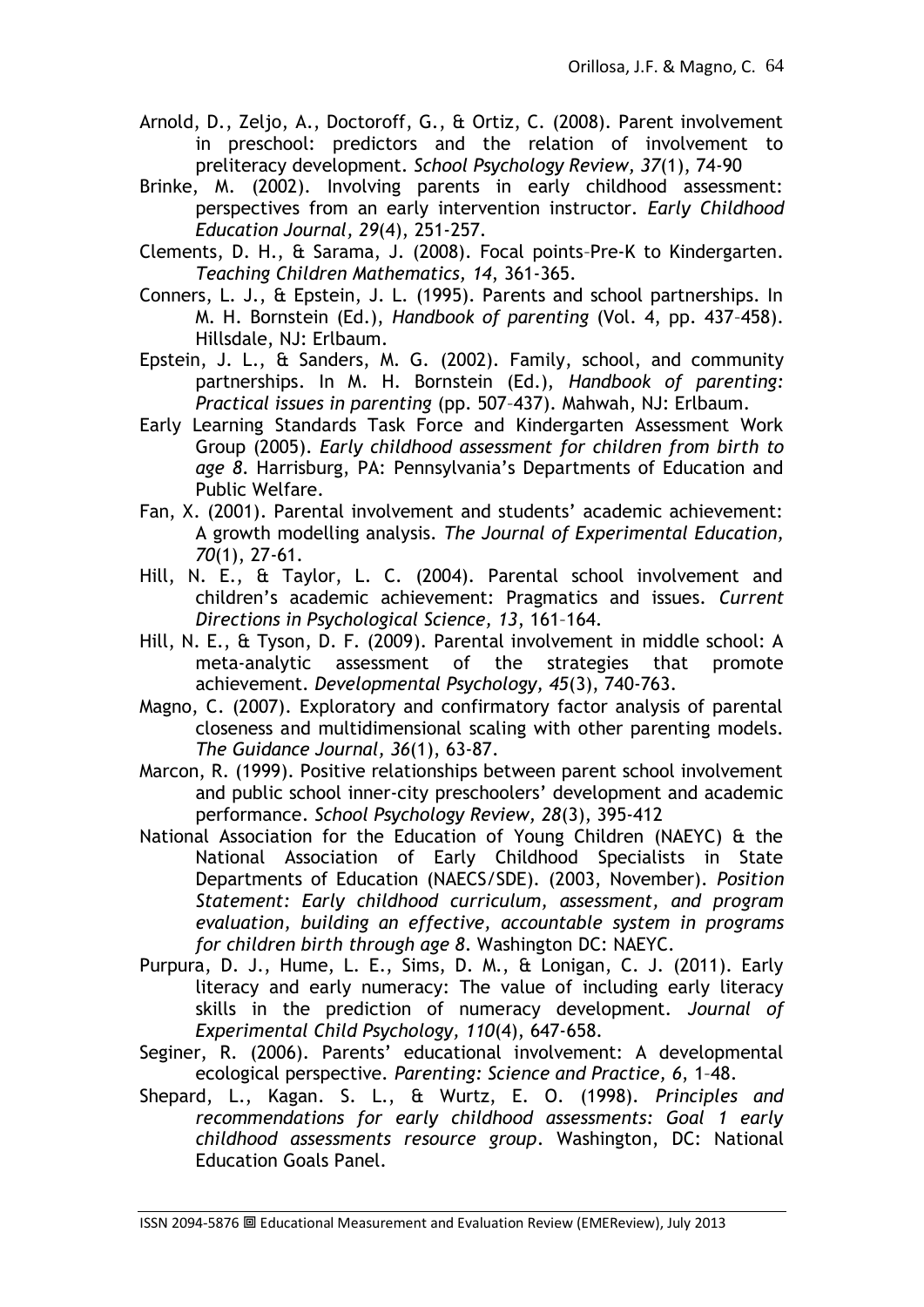Arnold, D., Zeljo, A., Doctoroff, G., & Ortiz, C. (2008). Parent involvement in preschool: predictors and the relation of involvement to preliteracy development. *School Psychology Review, 37*(1), 74-90

Brinke, M. (2002). Involving parents in early childhood assessment: perspectives from an early intervention instructor. *Early Childhood Education Journal, 29*(4), 251-257.

Clements, D. H., & Sarama, J. (2008). Focal points–Pre-K to Kindergarten. *Teaching Children Mathematics, 14*, 361-365.

Conners, L. J., & Epstein, J. L. (1995). Parents and school partnerships. In M. H. Bornstein (Ed.), *Handbook of parenting* (Vol. 4, pp. 437–458). Hillsdale, NJ: Erlbaum.

Epstein, J. L., & Sanders, M. G. (2002). Family, school, and community partnerships. In M. H. Bornstein (Ed.), *Handbook of parenting: Practical issues in parenting* (pp. 507–437). Mahwah, NJ: Erlbaum.

Early Learning Standards Task Force and Kindergarten Assessment Work Group (2005). *Early childhood assessment for children from birth to age 8*. Harrisburg, PA: Pennsylvania's Departments of Education and Public Welfare.

Fan, X. (2001). Parental involvement and students' academic achievement: A growth modelling analysis. *The Journal of Experimental Education, 70*(1), 27-61.

Hill, N. E., & Taylor, L. C. (2004). Parental school involvement and children's academic achievement: Pragmatics and issues. *Current Directions in Psychological Science, 13*, 161–164.

Hill, N. E., & Tyson, D. F. (2009). Parental involvement in middle school: A meta-analytic assessment of the strategies that promote achievement. *Developmental Psychology, 45*(3), 740-763.

Magno, C. (2007). Exploratory and confirmatory factor analysis of parental closeness and multidimensional scaling with other parenting models. *The Guidance Journal, 36*(1), 63-87.

Marcon, R. (1999). Positive relationships between parent school involvement and public school inner-city preschoolers' development and academic performance. *School Psychology Review, 28*(3), 395-412

National Association for the Education of Young Children (NAEYC) & the National Association of Early Childhood Specialists in State Departments of Education (NAECS/SDE). (2003, November). *Position Statement: Early childhood curriculum, assessment, and program evaluation, building an effective, accountable system in programs for children birth through age 8*. Washington DC: NAEYC.

Purpura, D. J., Hume, L. E., Sims, D. M., & Lonigan, C. J. (2011). Early literacy and early numeracy: The value of including early literacy skills in the prediction of numeracy development. *Journal of Experimental Child Psychology, 110*(4), 647-658.

Seginer, R. (2006). Parents' educational involvement: A developmental ecological perspective. *Parenting: Science and Practice, 6*, 1–48.

Shepard, L., Kagan. S. L., & Wurtz, E. O. (1998). *Principles and recommendations for early childhood assessments: Goal 1 early childhood assessments resource group*. Washington, DC: National Education Goals Panel.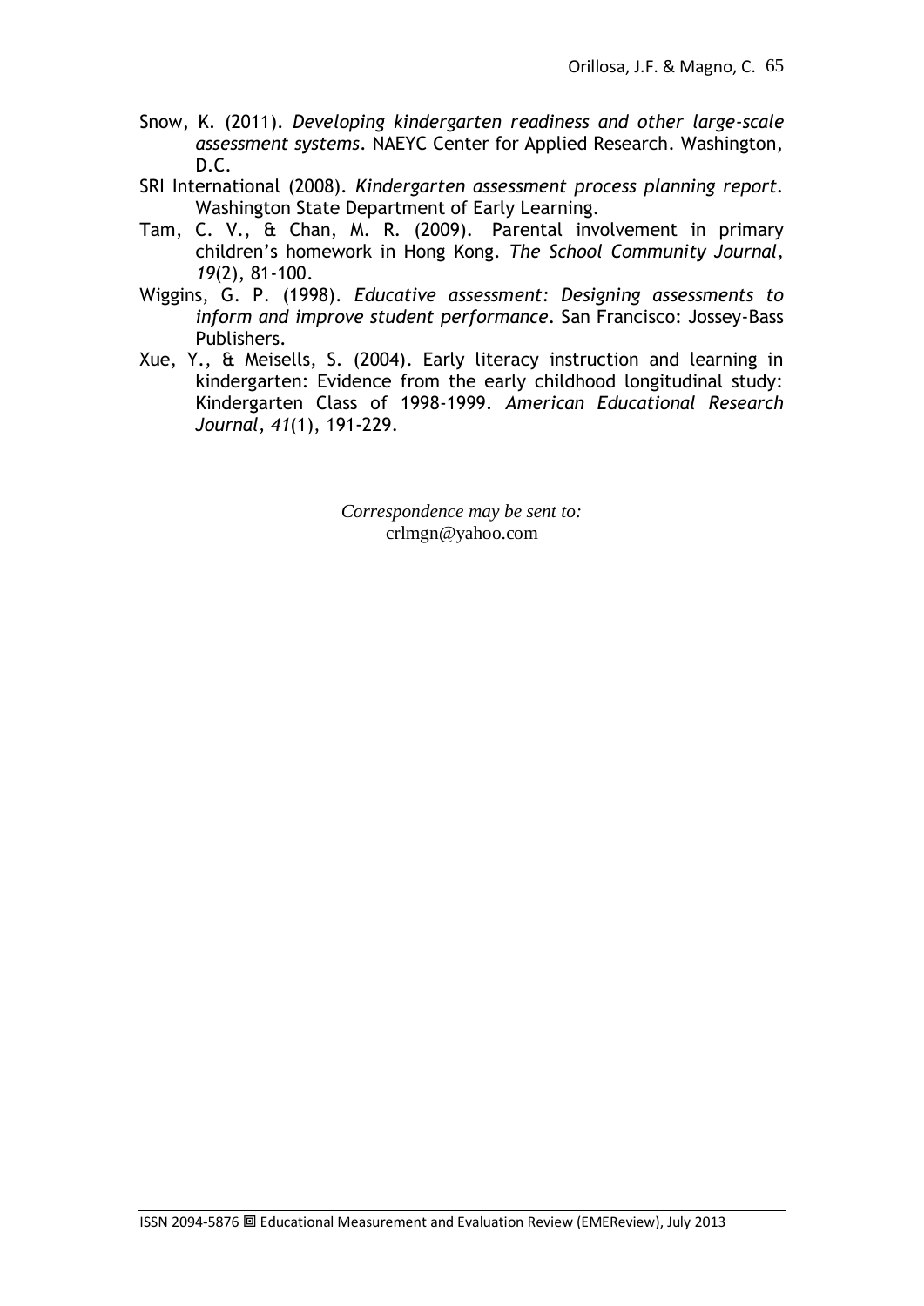Snow, K. (2011). *Developing kindergarten readiness and other large-scale assessment systems*. NAEYC Center for Applied Research. Washington, D.C.

SRI International (2008). *Kindergarten assessment process planning report*. Washington State Department of Early Learning.

Tam, C. V., & Chan, M. R. (2009). Parental involvement in primary children's homework in Hong Kong. *The School Community Journal, 19*(2), 81-100.

Wiggins, G. P. (1998). *Educative assessment: Designing assessments to inform and improve student performance*. San Francisco: Jossey-Bass Publishers.

Xue, Y., & Meisells, S. (2004). Early literacy instruction and learning in kindergarten: Evidence from the early childhood longitudinal study: Kindergarten Class of 1998-1999. *American Educational Research Journal, 41*(1), 191-229.

*Correspondence may be sent to:*
crlmgn@yahoo.com